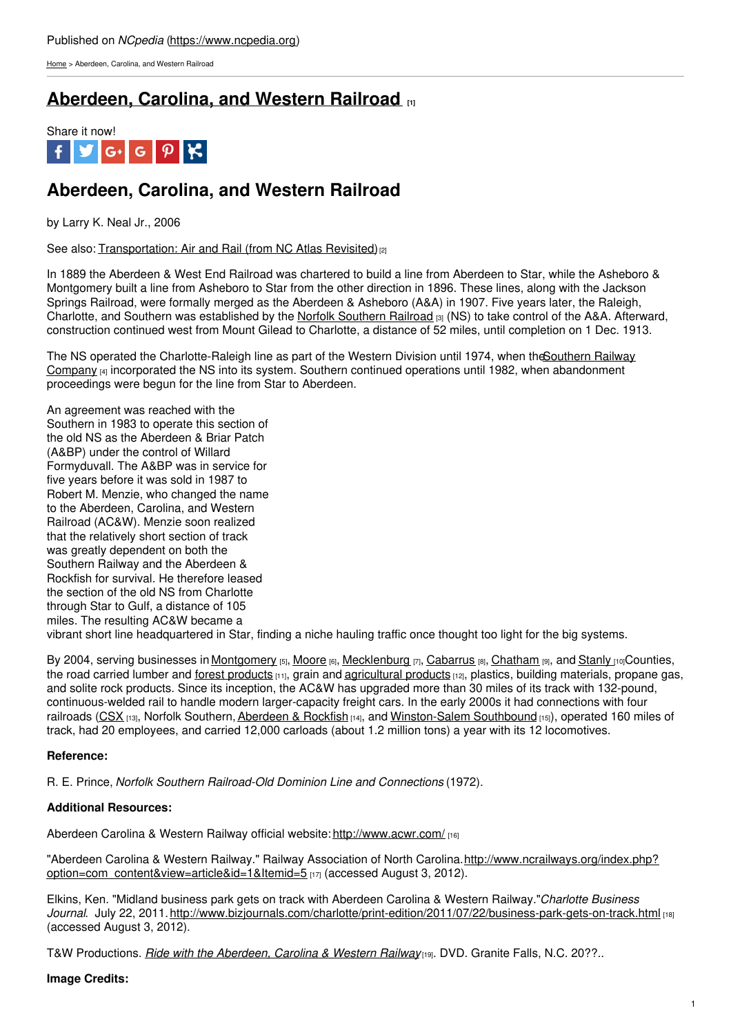Published on *NCpedia* (https://www.ncpedia.org)

Home > Aberdeen, Carolina, and Western Railroad

# Aberdeen, Carolina, and Western Railroad [1]

Share it now!

## Aberdeen, Carolina, and Western Railroad

by Larry K. Neal Jr., 2006

See also: Transportation: Air and Rail (from NC Atlas Revisited) [2]

In 1889 the Aberdeen & West End Railroad was chartered to build a line from Aberdeen to Star, while the Asheboro & Montgomery built a line from Asheboro to Star from the other direction in 1896. These lines, along with the Jackson Springs Railroad, were formally merged as the Aberdeen & Asheboro (A&A) in 1907. Five years later, the Raleigh, Charlotte, and Southern was established by the Norfolk Southern Railroad [3] (NS) to take control of the A&A. Afterward, construction continued west from Mount Gilead to Charlotte, a distance of 52 miles, until completion on 1 Dec. 1913.

The NS operated the Charlotte-Raleigh line as part of the Western Division until 1974, when the Southern Railway Company [4] incorporated the NS into its system. Southern continued operations until 1982, when abandonment proceedings were begun for the line from Star to Aberdeen.

An agreement was reached with the Southern in 1983 to operate this section of the old NS as the Aberdeen & Briar Patch (A&BP) under the control of Willard Formyduvall. The A&BP was in service for five years before it was sold in 1987 to Robert M. Menzie, who changed the name to the Aberdeen, Carolina, and Western Railroad (AC&W). Menzie soon realized that the relatively short section of track was greatly dependent on both the Southern Railway and the Aberdeen & Rockfish for survival. He therefore leased the section of the old NS from Charlotte through Star to Gulf, a distance of 105 miles. The resulting AC&W became a vibrant short line headquartered in Star, finding a niche hauling traffic once thought too light for the big systems.

By 2004, serving businesses in Montgomery [5], Moore [6], Mecklenburg [7], Cabarrus [8], Chatham [9], and Stanly [10] Counties, the road carried lumber and forest products [11], grain and agricultural products [12], plastics, building materials, propane gas, and solite rock products. Since its inception, the AC&W has upgraded more than 30 miles of its track with 132-pound, continuous-welded rail to handle modern larger-capacity freight cars. In the early 2000s it had connections with four railroads (CSX [13], Norfolk Southern, Aberdeen & Rockfish [14], and Winston-Salem Southbound [15]), operated 160 miles of track, had 20 employees, and carried 12,000 carloads (about 1.2 million tons) a year with its 12 locomotives.

**Reference:**

R. E. Prince, *Norfolk Southern Railroad-Old Dominion Line and Connections* (1972).

**Additional Resources:**

Aberdeen Carolina & Western Railway official website: http://www.acwr.com/ [16]

"Aberdeen Carolina & Western Railway." Railway Association of North Carolina. http://www.ncrailways.org/index.php?option=com_content&view=article&id=1&Itemid=5 [17] (accessed August 3, 2012).

Elkins, Ken. "Midland business park gets on track with Aberdeen Carolina & Western Railway." *Charlotte Business Journal*. July 22, 2011. http://www.bizjournals.com/charlotte/print-edition/2011/07/22/business-park-gets-on-track.html [18] (accessed August 3, 2012).

T&W Productions. *Ride with the Aberdeen, Carolina & Western Railway* [19]. DVD. Granite Falls, N.C. 20??..

**Image Credits:**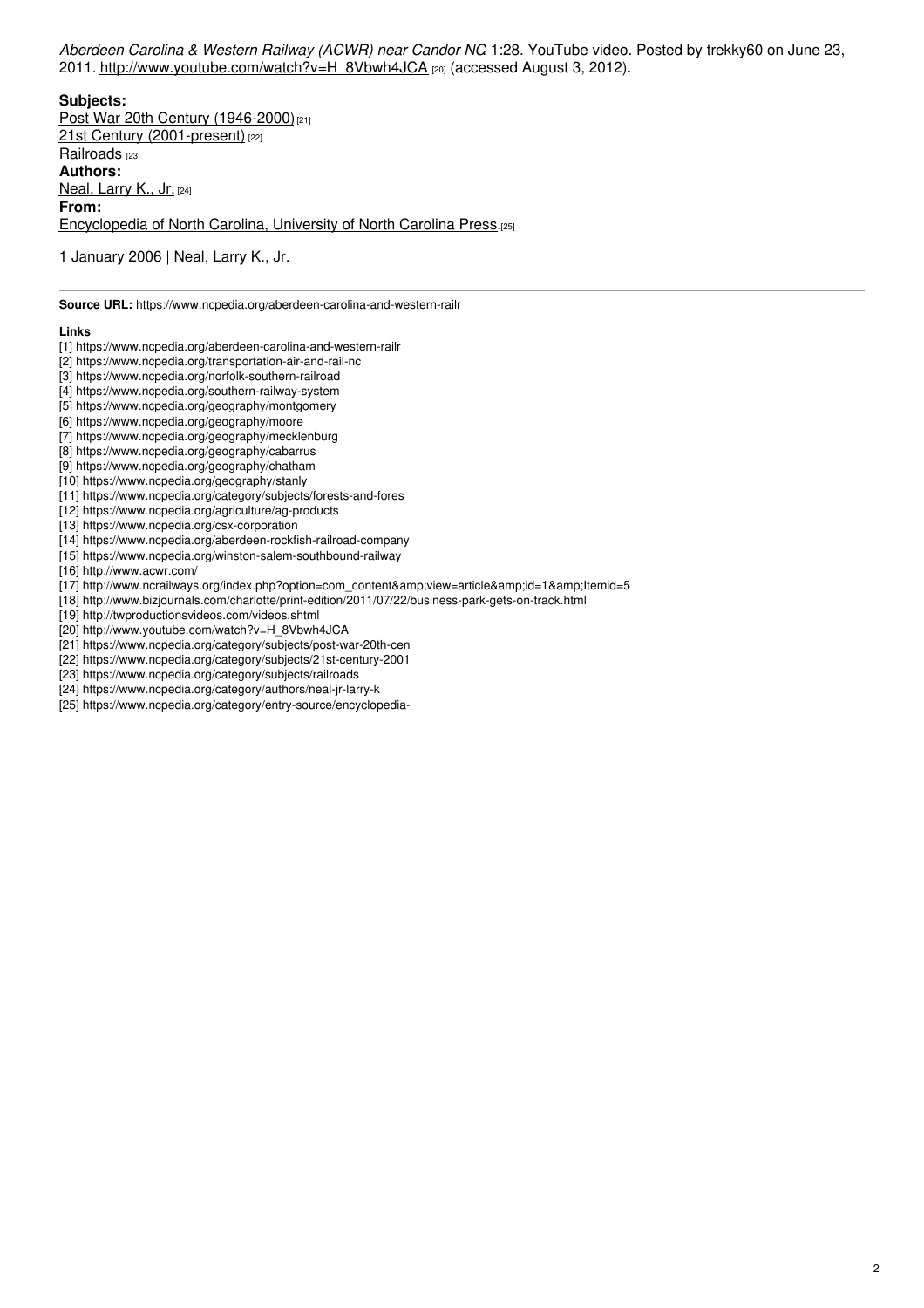*Aberdeen Carolina & Western Railway (ACWR) near Candor NC*. 1:28. YouTube video. Posted by trekky60 on June 23, 2011. http://www.youtube.com/watch?v=H_8Vbwh4JCA [20] (accessed August 3, 2012).

**Subjects:**
Post War 20th Century (1946-2000) [21]
21st Century (2001-present) [22]
Railroads [23]
**Authors:**
Neal, Larry K., Jr. [24]
**From:**
Encyclopedia of North Carolina, University of North Carolina Press. [25]

1 January 2006 | Neal, Larry K., Jr.

---

**Source URL:** https://www.ncpedia.org/aberdeen-carolina-and-western-railr

**Links**

[1] https://www.ncpedia.org/aberdeen-carolina-and-western-railr
[2] https://www.ncpedia.org/transportation-air-and-rail-nc
[3] https://www.ncpedia.org/norfolk-southern-railroad
[4] https://www.ncpedia.org/southern-railway-system
[5] https://www.ncpedia.org/geography/montgomery
[6] https://www.ncpedia.org/geography/moore
[7] https://www.ncpedia.org/geography/mecklenburg
[8] https://www.ncpedia.org/geography/cabarrus
[9] https://www.ncpedia.org/geography/chatham
[10] https://www.ncpedia.org/geography/stanly
[11] https://www.ncpedia.org/category/subjects/forests-and-fores
[12] https://www.ncpedia.org/agriculture/ag-products
[13] https://www.ncpedia.org/csx-corporation
[14] https://www.ncpedia.org/aberdeen-rockfish-railroad-company
[15] https://www.ncpedia.org/winston-salem-southbound-railway
[16] http://www.acwr.com/
[17] http://www.ncrailways.org/index.php?option=com_content&amp;view=article&amp;id=1&amp;Itemid=5
[18] http://www.bizjournals.com/charlotte/print-edition/2011/07/22/business-park-gets-on-track.html
[19] http://twproductionsvideos.com/videos.shtml
[20] http://www.youtube.com/watch?v=H_8Vbwh4JCA
[21] https://www.ncpedia.org/category/subjects/post-war-20th-cen
[22] https://www.ncpedia.org/category/subjects/21st-century-2001
[23] https://www.ncpedia.org/category/subjects/railroads
[24] https://www.ncpedia.org/category/authors/neal-jr-larry-k
[25] https://www.ncpedia.org/category/entry-source/encyclopedia-